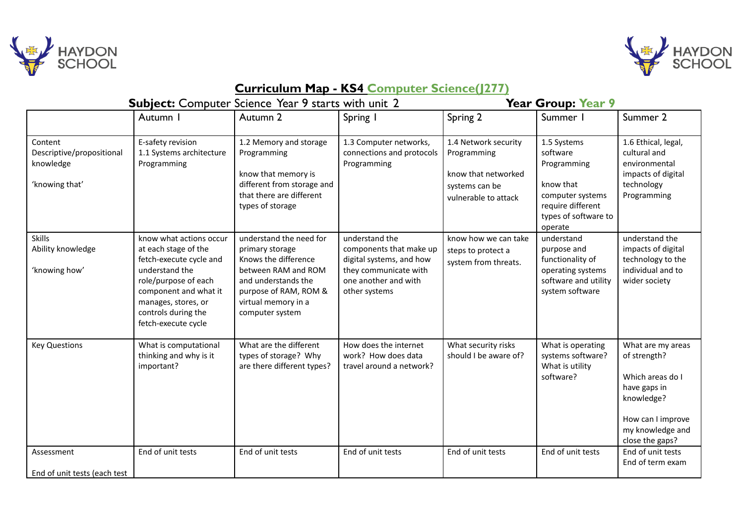# Curriculum Map - KS4 Computer Science(J277)

**Subject:** Computer Science Year 9 starts with unit 2 **Year Group:** Year 9

| | Autumn 1 | Autumn 2 | Spring 1 | Spring 2 | Summer 1 | Summer 2 |
|---|---|---|---|---|---|---|
| Content<br>Descriptive/propositional knowledge<br><br>'knowing that' | E-safety revision<br>1.1 Systems architecture<br>Programming | 1.2 Memory and storage<br>Programming<br><br>know that memory is different from storage and that there are different types of storage | 1.3 Computer networks, connections and protocols<br>Programming | 1.4 Network security<br>Programming<br><br>know that networked systems can be vulnerable to attack | 1.5 Systems software<br>Programming<br><br>know that computer systems require different types of software to operate | 1.6 Ethical, legal, cultural and environmental impacts of digital technology<br>Programming |
| Skills<br>Ability knowledge<br><br>'knowing how' | know what actions occur at each stage of the fetch-execute cycle and understand the role/purpose of each component and what it manages, stores, or controls during the fetch-execute cycle | understand the need for primary storage<br>Knows the difference between RAM and ROM and understands the purpose of RAM, ROM & virtual memory in a computer system | understand the components that make up digital systems, and how they communicate with one another and with other systems | know how we can take steps to protect a system from threats. | understand purpose and functionality of operating systems software and utility system software | understand the impacts of digital technology to the individual and to wider society |
| Key Questions | What is computational thinking and why is it important? | What are the different types of storage? Why are there different types? | How does the internet work? How does data travel around a network? | What security risks should I be aware of? | What is operating systems software? What is utility software? | What are my areas of strength?<br><br>Which areas do I have gaps in knowledge?<br><br>How can I improve my knowledge and close the gaps? |
| Assessment<br><br>End of unit tests (each test | End of unit tests | End of unit tests | End of unit tests | End of unit tests | End of unit tests | End of unit tests<br>End of term exam |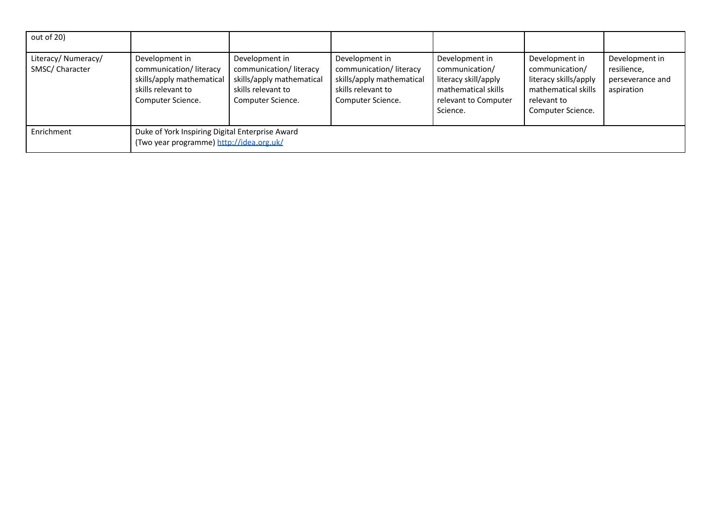| | | | | | | |
|---|---|---|---|---|---|---|
| out of 20) | | | | | | |
| Literacy/ Numeracy/ SMSC/ Character | Development in communication/ literacy skills/apply mathematical skills relevant to Computer Science. | Development in communication/ literacy skills/apply mathematical skills relevant to Computer Science. | Development in communication/ literacy skills/apply mathematical skills relevant to Computer Science. | Development in communication/ literacy skill/apply mathematical skills relevant to Computer Science. | Development in communication/ literacy skills/apply mathematical skills relevant to Computer Science. | Development in resilience, perseverance and aspiration |
| Enrichment | Duke of York Inspiring Digital Enterprise Award (Two year programme) http://idea.org.uk/ | | | | | |